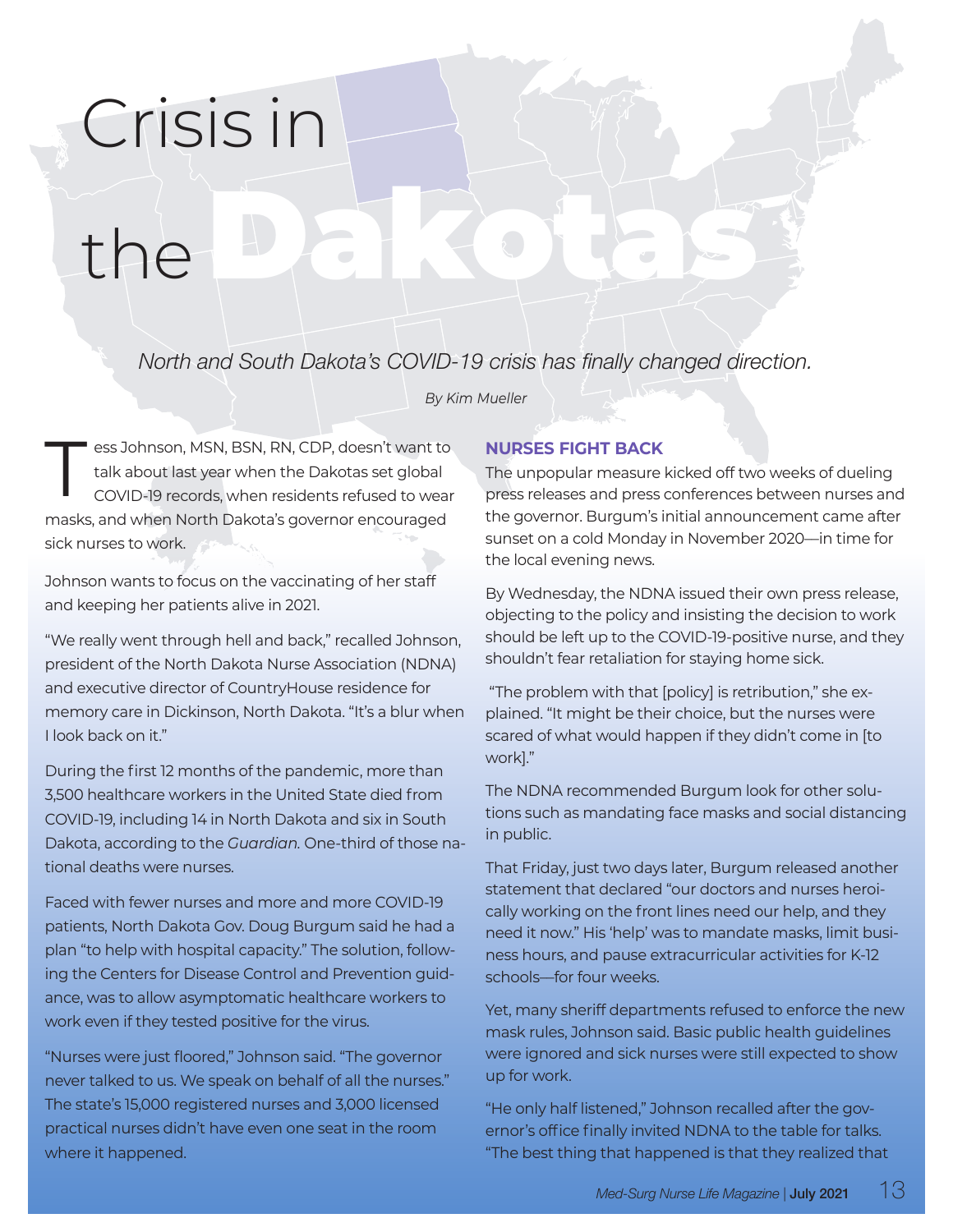# Crisis in the Dakotas

*North and South Dakota's COVID-19 crisis has finally changed direction.*

*By Kim Mueller*

Tess Johnson, MSN, BSN, RN, CDP, doesn't want to talk about last year when the Dakotas set global COVID-19 records, when residents refused to wear masks, and when North Dakota's governor encouraged sick nurses to work.

Johnson wants to focus on the vaccinating of her staff and keeping her patients alive in 2021.

"We really went through hell and back," recalled Johnson, president of the North Dakota Nurse Association (NDNA) and executive director of CountryHouse residence for memory care in Dickinson, North Dakota. "It's a blur when I look back on it."

During the first 12 months of the pandemic, more than 3,500 healthcare workers in the United State died from COVID-19, including 14 in North Dakota and six in South Dakota, according to the *Guardian*. One-third of those national deaths were nurses.

Faced with fewer nurses and more and more COVID-19 patients, North Dakota Gov. Doug Burgum said he had a plan "to help with hospital capacity." The solution, following the Centers for Disease Control and Prevention guidance, was to allow asymptomatic healthcare workers to work even if they tested positive for the virus.

"Nurses were just floored," Johnson said. "The governor never talked to us. We speak on behalf of all the nurses." The state's 15,000 registered nurses and 3,000 licensed practical nurses didn't have even one seat in the room where it happened.

## NURSES FIGHT BACK

The unpopular measure kicked off two weeks of dueling press releases and press conferences between nurses and the governor. Burgum's initial announcement came after sunset on a cold Monday in November 2020—in time for the local evening news.

By Wednesday, the NDNA issued their own press release, objecting to the policy and insisting the decision to work should be left up to the COVID-19-positive nurse, and they shouldn't fear retaliation for staying home sick.

"The problem with that [policy] is retribution," she explained. "It might be their choice, but the nurses were scared of what would happen if they didn't come in [to work]."

The NDNA recommended Burgum look for other solutions such as mandating face masks and social distancing in public.

That Friday, just two days later, Burgum released another statement that declared "our doctors and nurses heroically working on the front lines need our help, and they need it now." His 'help' was to mandate masks, limit business hours, and pause extracurricular activities for K-12 schools—for four weeks.

Yet, many sheriff departments refused to enforce the new mask rules, Johnson said. Basic public health guidelines were ignored and sick nurses were still expected to show up for work.

"He only half listened," Johnson recalled after the governor's office finally invited NDNA to the table for talks. "The best thing that happened is that they realized that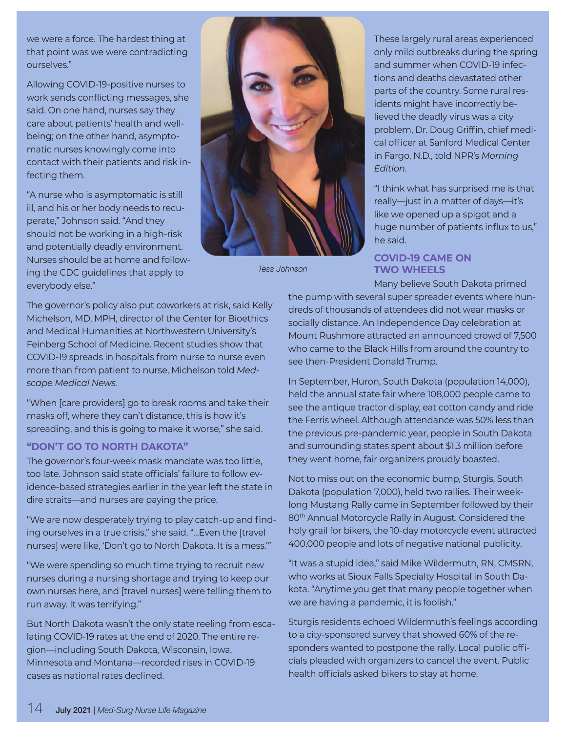we were a force. The hardest thing at that point was we were contradicting ourselves."

Allowing COVID-19-positive nurses to work sends conflicting messages, she said. On one hand, nurses say they care about patients' health and well-being; on the other hand, asymptomatic nurses knowingly come into contact with their patients and risk infecting them.

"A nurse who is asymptomatic is still ill, and his or her body needs to recuperate," Johnson said. "And they should not be working in a high-risk and potentially deadly environment. Nurses should be at home and following the CDC guidelines that apply to everybody else."

*Tess Johnson*

The governor's policy also put coworkers at risk, said Kelly Michelson, MD, MPH, director of the Center for Bioethics and Medical Humanities at Northwestern University's Feinberg School of Medicine. Recent studies show that COVID-19 spreads in hospitals from nurse to nurse even more than from patient to nurse, Michelson told *Medscape Medical News.*

"When [care providers] go to break rooms and take their masks off, where they can't distance, this is how it's spreading, and this is going to make it worse," she said.

### "DON'T GO TO NORTH DAKOTA"

The governor's four-week mask mandate was too little, too late. Johnson said state officials' failure to follow evidence-based strategies earlier in the year left the state in dire straits—and nurses are paying the price.

"We are now desperately trying to play catch-up and finding ourselves in a true crisis," she said. "...Even the [travel nurses] were like, 'Don't go to North Dakota. It is a mess.'"

"We were spending so much time trying to recruit new nurses during a nursing shortage and trying to keep our own nurses here, and [travel nurses] were telling them to run away. It was terrifying."

But North Dakota wasn't the only state reeling from escalating COVID-19 rates at the end of 2020. The entire region—including South Dakota, Wisconsin, Iowa, Minnesota and Montana—recorded rises in COVID-19 cases as national rates declined.

These largely rural areas experienced only mild outbreaks during the spring and summer when COVID-19 infections and deaths devastated other parts of the country. Some rural residents might have incorrectly believed the deadly virus was a city problem, Dr. Doug Griffin, chief medical officer at Sanford Medical Center in Fargo, N.D., told NPR's *Morning Edition.*

"I think what has surprised me is that really—just in a matter of days—it's like we opened up a spigot and a huge number of patients influx to us," he said.

### COVID-19 CAME ON TWO WHEELS

Many believe South Dakota primed the pump with several super spreader events where hundreds of thousands of attendees did not wear masks or socially distance. An Independence Day celebration at Mount Rushmore attracted an announced crowd of 7,500 who came to the Black Hills from around the country to see then-President Donald Trump.

In September, Huron, South Dakota (population 14,000), held the annual state fair where 108,000 people came to see the antique tractor display, eat cotton candy and ride the Ferris wheel. Although attendance was 50% less than the previous pre-pandemic year, people in South Dakota and surrounding states spent about $1.3 million before they went home, fair organizers proudly boasted.

Not to miss out on the economic bump, Sturgis, South Dakota (population 7,000), held two rallies. Their week-long Mustang Rally came in September followed by their 80th Annual Motorcycle Rally in August. Considered the holy grail for bikers, the 10-day motorcycle event attracted 400,000 people and lots of negative national publicity.

"It was a stupid idea," said Mike Wildermuth, RN, CMSRN, who works at Sioux Falls Specialty Hospital in South Dakota. "Anytime you get that many people together when we are having a pandemic, it is foolish."

Sturgis residents echoed Wildermuth's feelings according to a city-sponsored survey that showed 60% of the responders wanted to postpone the rally. Local public officials pleaded with organizers to cancel the event. Public health officials asked bikers to stay at home.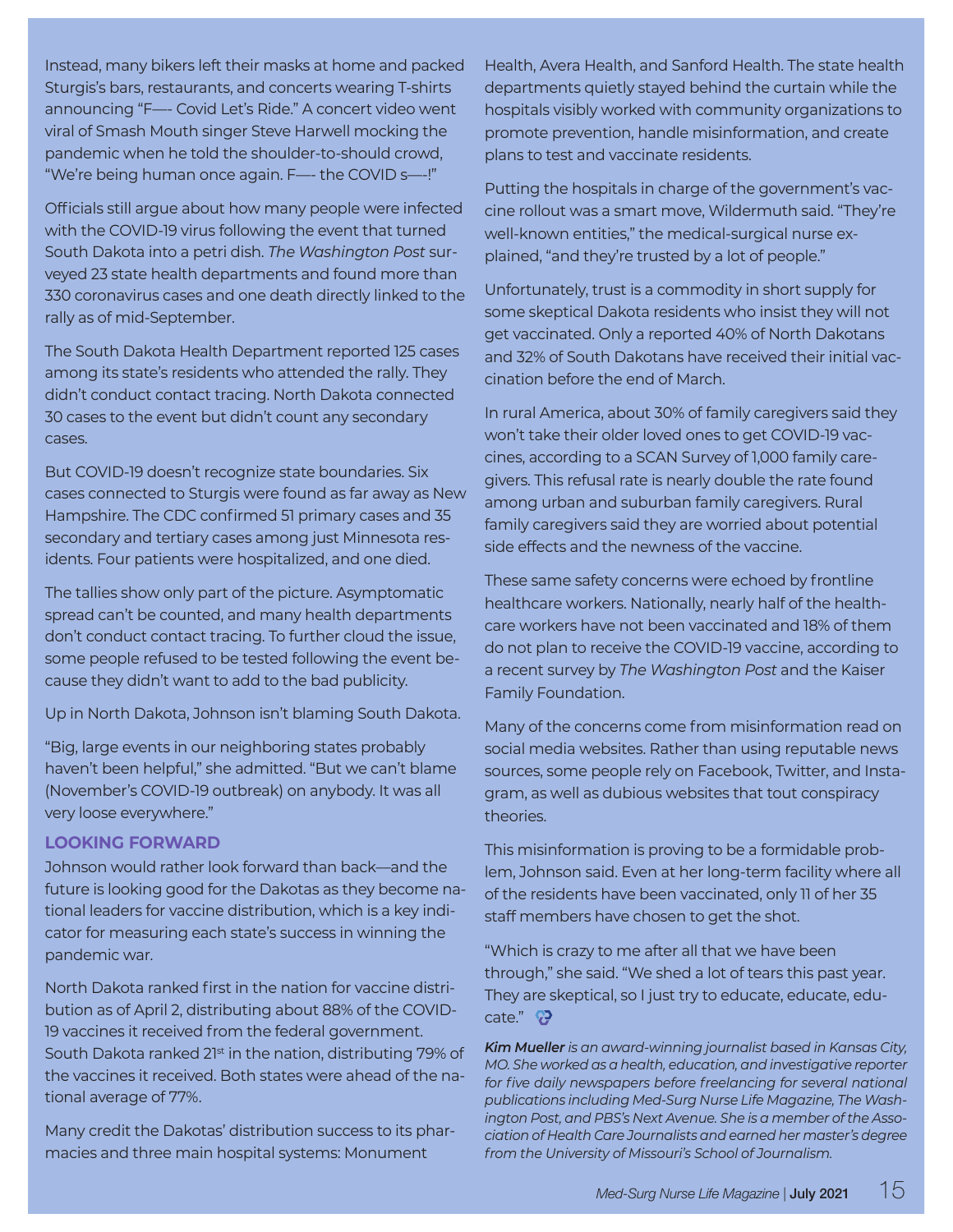Instead, many bikers left their masks at home and packed Sturgis's bars, restaurants, and concerts wearing T-shirts announcing "F—- Covid Let's Ride." A concert video went viral of Smash Mouth singer Steve Harwell mocking the pandemic when he told the shoulder-to-should crowd, "We're being human once again. F—- the COVID s—-!"

Officials still argue about how many people were infected with the COVID-19 virus following the event that turned South Dakota into a petri dish. *The Washington Post* surveyed 23 state health departments and found more than 330 coronavirus cases and one death directly linked to the rally as of mid-September.

The South Dakota Health Department reported 125 cases among its state's residents who attended the rally. They didn't conduct contact tracing. North Dakota connected 30 cases to the event but didn't count any secondary cases.

But COVID-19 doesn't recognize state boundaries. Six cases connected to Sturgis were found as far away as New Hampshire. The CDC confirmed 51 primary cases and 35 secondary and tertiary cases among just Minnesota residents. Four patients were hospitalized, and one died.

The tallies show only part of the picture. Asymptomatic spread can't be counted, and many health departments don't conduct contact tracing. To further cloud the issue, some people refused to be tested following the event because they didn't want to add to the bad publicity.

Up in North Dakota, Johnson isn't blaming South Dakota.

"Big, large events in our neighboring states probably haven't been helpful," she admitted. "But we can't blame (November's COVID-19 outbreak) on anybody. It was all very loose everywhere."

## LOOKING FORWARD

Johnson would rather look forward than back—and the future is looking good for the Dakotas as they become national leaders for vaccine distribution, which is a key indicator for measuring each state's success in winning the pandemic war.

North Dakota ranked first in the nation for vaccine distribution as of April 2, distributing about 88% of the COVID-19 vaccines it received from the federal government. South Dakota ranked 21st in the nation, distributing 79% of the vaccines it received. Both states were ahead of the national average of 77%.

Many credit the Dakotas' distribution success to its pharmacies and three main hospital systems: Monument Health, Avera Health, and Sanford Health. The state health departments quietly stayed behind the curtain while the hospitals visibly worked with community organizations to promote prevention, handle misinformation, and create plans to test and vaccinate residents.

Putting the hospitals in charge of the government's vaccine rollout was a smart move, Wildermuth said. "They're well-known entities," the medical-surgical nurse explained, "and they're trusted by a lot of people."

Unfortunately, trust is a commodity in short supply for some skeptical Dakota residents who insist they will not get vaccinated. Only a reported 40% of North Dakotans and 32% of South Dakotans have received their initial vaccination before the end of March.

In rural America, about 30% of family caregivers said they won't take their older loved ones to get COVID-19 vaccines, according to a SCAN Survey of 1,000 family caregivers. This refusal rate is nearly double the rate found among urban and suburban family caregivers. Rural family caregivers said they are worried about potential side effects and the newness of the vaccine.

These same safety concerns were echoed by frontline healthcare workers. Nationally, nearly half of the healthcare workers have not been vaccinated and 18% of them do not plan to receive the COVID-19 vaccine, according to a recent survey by *The Washington Post* and the Kaiser Family Foundation.

Many of the concerns come from misinformation read on social media websites. Rather than using reputable news sources, some people rely on Facebook, Twitter, and Instagram, as well as dubious websites that tout conspiracy theories.

This misinformation is proving to be a formidable problem, Johnson said. Even at her long-term facility where all of the residents have been vaccinated, only 11 of her 35 staff members have chosen to get the shot.

"Which is crazy to me after all that we have been through," she said. "We shed a lot of tears this past year. They are skeptical, so I just try to educate, educate, educate."

***Kim Mueller** is an award-winning journalist based in Kansas City, MO. She worked as a health, education, and investigative reporter for five daily newspapers before freelancing for several national publications including Med-Surg Nurse Life Magazine, The Washington Post, and PBS's Next Avenue. She is a member of the Association of Health Care Journalists and earned her master's degree from the University of Missouri's School of Journalism.*